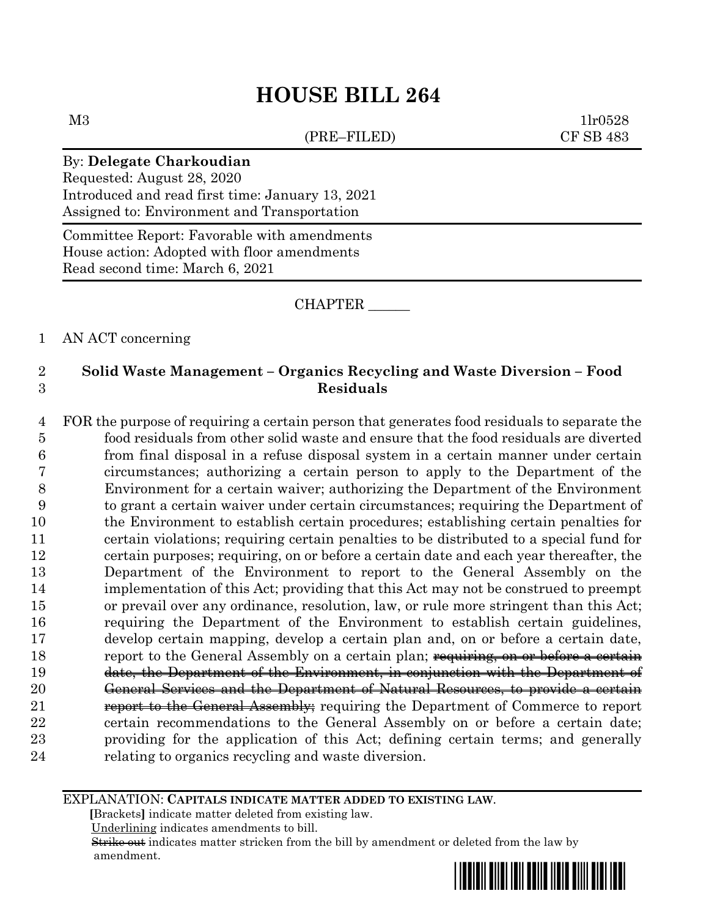# HOUSE BILL 264

M3 1lr0528
(PRE–FILED) CF SB 483

By: **Delegate Charkoudian**
Requested: August 28, 2020
Introduced and read first time: January 13, 2021
Assigned to: Environment and Transportation

Committee Report: Favorable with amendments
House action: Adopted with floor amendments
Read second time: March 6, 2021

CHAPTER ______

1 AN ACT concerning

2 **Solid Waste Management – Organics Recycling and Waste Diversion – Food**
3 **Residuals**

4 FOR the purpose of requiring a certain person that generates food residuals to separate the
5 food residuals from other solid waste and ensure that the food residuals are diverted
6 from final disposal in a refuse disposal system in a certain manner under certain
7 circumstances; authorizing a certain person to apply to the Department of the
8 Environment for a certain waiver; authorizing the Department of the Environment
9 to grant a certain waiver under certain circumstances; requiring the Department of
10 the Environment to establish certain procedures; establishing certain penalties for
11 certain violations; requiring certain penalties to be distributed to a special fund for
12 certain purposes; requiring, on or before a certain date and each year thereafter, the
13 Department of the Environment to report to the General Assembly on the
14 implementation of this Act; providing that this Act may not be construed to preempt
15 or prevail over any ordinance, resolution, law, or rule more stringent than this Act;
16 requiring the Department of the Environment to establish certain guidelines,
17 develop certain mapping, develop a certain plan and, on or before a certain date,
18 report to the General Assembly on a certain plan; ~~requiring, on or before a certain~~
19 ~~date, the Department of the Environment, in conjunction with the Department of~~
20 ~~General Services and the Department of Natural Resources, to provide a certain~~
21 ~~report to the General Assembly;~~ requiring the Department of Commerce to report
22 certain recommendations to the General Assembly on or before a certain date;
23 providing for the application of this Act; defining certain terms; and generally
24 relating to organics recycling and waste diversion.

EXPLANATION: **CAPITALS INDICATE MATTER ADDED TO EXISTING LAW.**
**[**Brackets**]** indicate matter deleted from existing law.
Underlining indicates amendments to bill.
~~Strike out~~ indicates matter stricken from the bill by amendment or deleted from the law by amendment.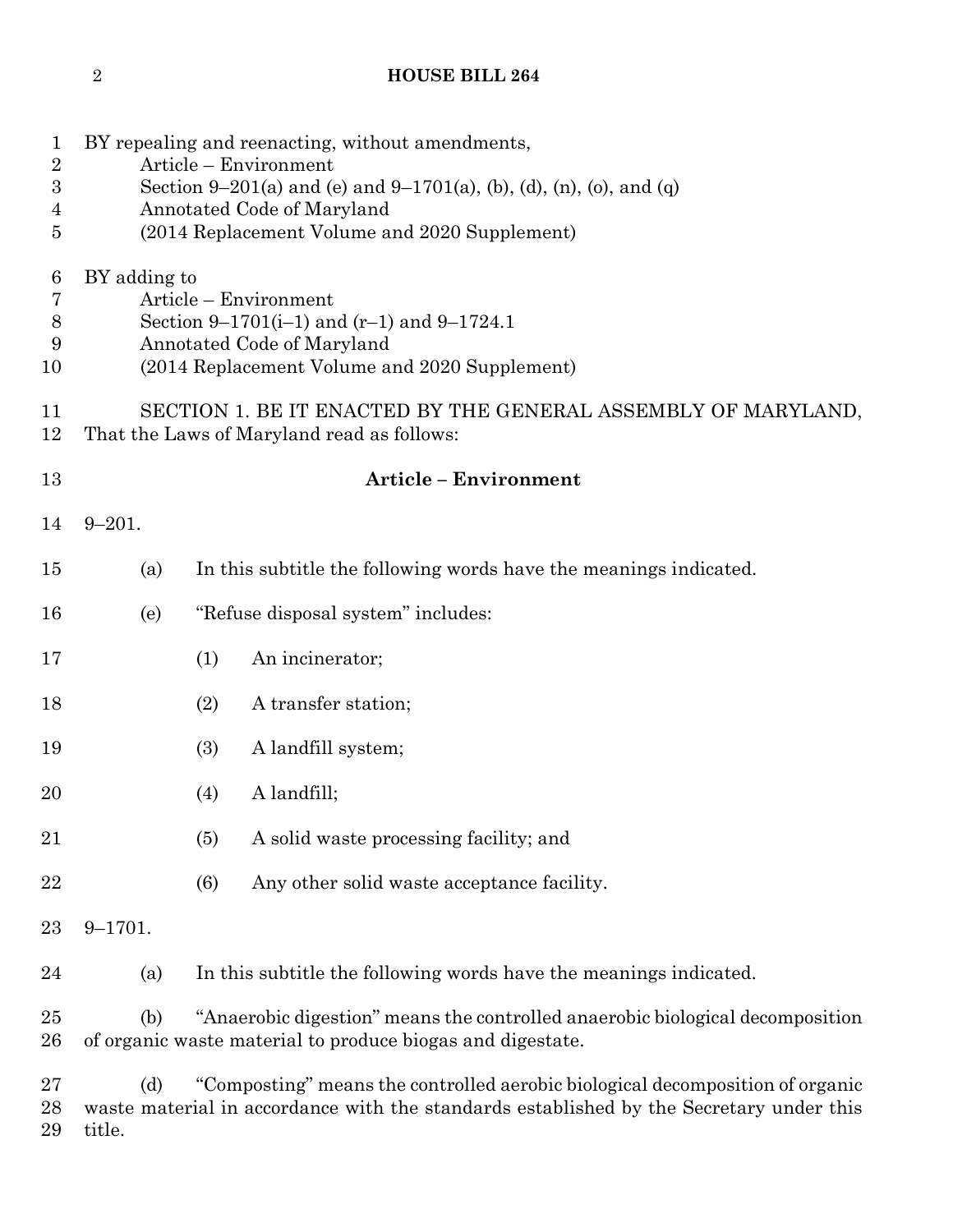BY repealing and reenacting, without amendments,
Article – Environment
Section 9–201(a) and (e) and 9–1701(a), (b), (d), (n), (o), and (q)
Annotated Code of Maryland
(2014 Replacement Volume and 2020 Supplement)

BY adding to
Article – Environment
Section 9–1701(i–1) and (r–1) and 9–1724.1
Annotated Code of Maryland
(2014 Replacement Volume and 2020 Supplement)

SECTION 1. BE IT ENACTED BY THE GENERAL ASSEMBLY OF MARYLAND, That the Laws of Maryland read as follows:

**Article – Environment**

9–201.

(a) In this subtitle the following words have the meanings indicated.

(e) "Refuse disposal system" includes:

(1) An incinerator;

(2) A transfer station;

(3) A landfill system;

(4) A landfill;

(5) A solid waste processing facility; and

(6) Any other solid waste acceptance facility.

9–1701.

(a) In this subtitle the following words have the meanings indicated.

(b) "Anaerobic digestion" means the controlled anaerobic biological decomposition of organic waste material to produce biogas and digestate.

(d) "Composting" means the controlled aerobic biological decomposition of organic waste material in accordance with the standards established by the Secretary under this title.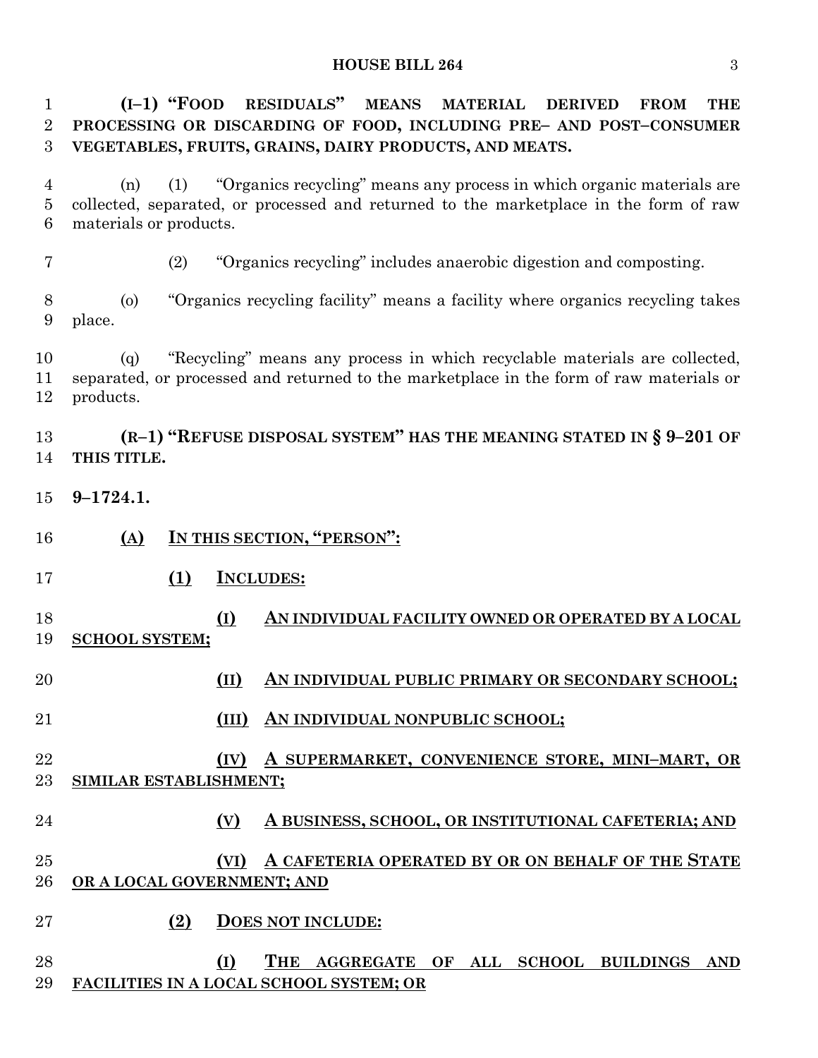**(I–1) "FOOD RESIDUALS" MEANS MATERIAL DERIVED FROM THE PROCESSING OR DISCARDING OF FOOD, INCLUDING PRE– AND POST–CONSUMER VEGETABLES, FRUITS, GRAINS, DAIRY PRODUCTS, AND MEATS.**

(n) (1) "Organics recycling" means any process in which organic materials are collected, separated, or processed and returned to the marketplace in the form of raw materials or products.

(2) "Organics recycling" includes anaerobic digestion and composting.

(o) "Organics recycling facility" means a facility where organics recycling takes place.

(q) "Recycling" means any process in which recyclable materials are collected, separated, or processed and returned to the marketplace in the form of raw materials or products.

**(R–1) "REFUSE DISPOSAL SYSTEM" HAS THE MEANING STATED IN § 9–201 OF THIS TITLE.**

**9–1724.1.**

**(A) IN THIS SECTION, "PERSON":**

**(1) INCLUDES:**

**(I) AN INDIVIDUAL FACILITY OWNED OR OPERATED BY A LOCAL SCHOOL SYSTEM;**

**(II) AN INDIVIDUAL PUBLIC PRIMARY OR SECONDARY SCHOOL;**

**(III) AN INDIVIDUAL NONPUBLIC SCHOOL;**

**(IV) A SUPERMARKET, CONVENIENCE STORE, MINI–MART, OR SIMILAR ESTABLISHMENT;**

**(V) A BUSINESS, SCHOOL, OR INSTITUTIONAL CAFETERIA; AND**

**(VI) A CAFETERIA OPERATED BY OR ON BEHALF OF THE STATE OR A LOCAL GOVERNMENT; AND**

**(2) DOES NOT INCLUDE:**

**(I) THE AGGREGATE OF ALL SCHOOL BUILDINGS AND FACILITIES IN A LOCAL SCHOOL SYSTEM; OR**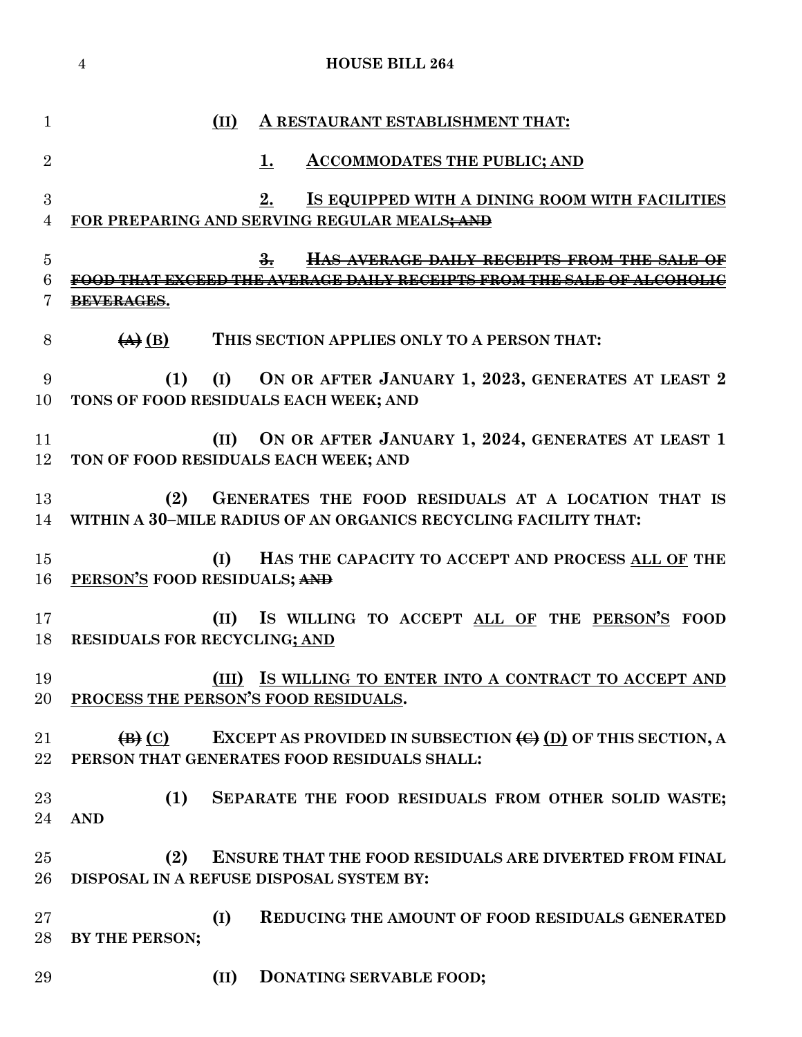(II) <u>A RESTAURANT ESTABLISHMENT THAT:</u>

<u>1.</u> <u>ACCOMMODATES THE PUBLIC; AND</u>

<u>2.</u> <u>IS EQUIPPED WITH A DINING ROOM WITH FACILITIES FOR PREPARING AND SERVING REGULAR MEALS</u>~~; AND~~

~~3. HAS AVERAGE DAILY RECEIPTS FROM THE SALE OF FOOD THAT EXCEED THE AVERAGE DAILY RECEIPTS FROM THE SALE OF ALCOHOLIC BEVERAGES~~.

~~(A)~~ <u>(B)</u> THIS SECTION APPLIES ONLY TO A PERSON THAT:

(1) (I) ON OR AFTER JANUARY 1, 2023, GENERATES AT LEAST 2 TONS OF FOOD RESIDUALS EACH WEEK; AND

(II) ON OR AFTER JANUARY 1, 2024, GENERATES AT LEAST 1 TON OF FOOD RESIDUALS EACH WEEK; AND

(2) GENERATES THE FOOD RESIDUALS AT A LOCATION THAT IS WITHIN A 30–MILE RADIUS OF AN ORGANICS RECYCLING FACILITY THAT:

(I) HAS THE CAPACITY TO ACCEPT AND PROCESS <u>ALL OF</u> THE <u>PERSON'S</u> FOOD RESIDUALS; ~~AND~~

(II) IS WILLING TO ACCEPT <u>ALL OF</u> THE <u>PERSON'S</u> FOOD RESIDUALS FOR RECYCLING<u>; AND</u>

<u>(III) IS WILLING TO ENTER INTO A CONTRACT TO ACCEPT AND PROCESS THE PERSON'S FOOD RESIDUALS</u>.

~~(B)~~ <u>(C)</u> EXCEPT AS PROVIDED IN SUBSECTION ~~(C)~~ <u>(D)</u> OF THIS SECTION, A PERSON THAT GENERATES FOOD RESIDUALS SHALL:

(1) SEPARATE THE FOOD RESIDUALS FROM OTHER SOLID WASTE; AND

(2) ENSURE THAT THE FOOD RESIDUALS ARE DIVERTED FROM FINAL DISPOSAL IN A REFUSE DISPOSAL SYSTEM BY:

(I) REDUCING THE AMOUNT OF FOOD RESIDUALS GENERATED BY THE PERSON;

(II) DONATING SERVABLE FOOD;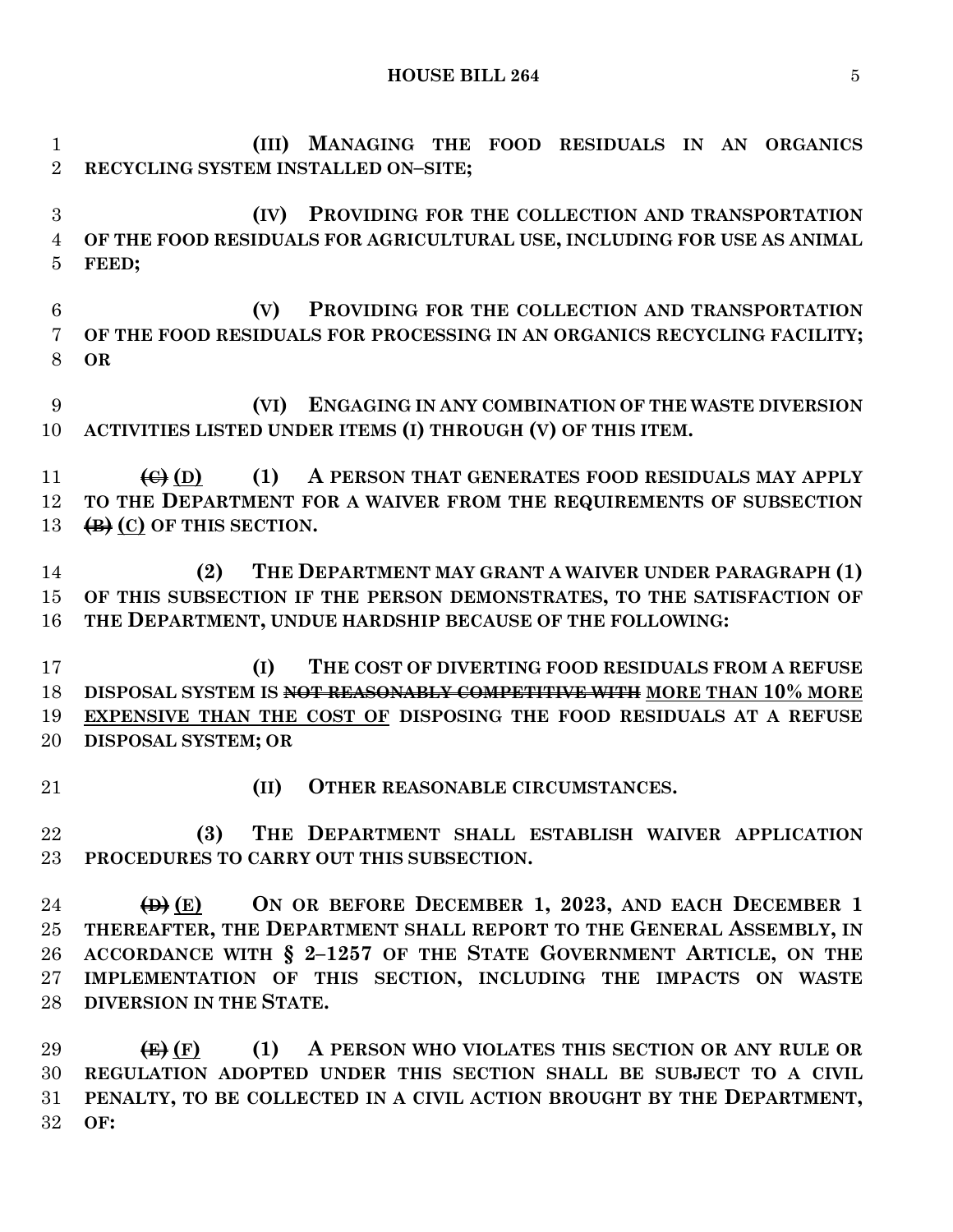**(III) MANAGING THE FOOD RESIDUALS IN AN ORGANICS RECYCLING SYSTEM INSTALLED ON–SITE;**

**(IV) PROVIDING FOR THE COLLECTION AND TRANSPORTATION OF THE FOOD RESIDUALS FOR AGRICULTURAL USE, INCLUDING FOR USE AS ANIMAL FEED;**

**(V) PROVIDING FOR THE COLLECTION AND TRANSPORTATION OF THE FOOD RESIDUALS FOR PROCESSING IN AN ORGANICS RECYCLING FACILITY; OR**

**(VI) ENGAGING IN ANY COMBINATION OF THE WASTE DIVERSION ACTIVITIES LISTED UNDER ITEMS (I) THROUGH (V) OF THIS ITEM.**

**~~(C)~~ <u>(D)</u> (1) A PERSON THAT GENERATES FOOD RESIDUALS MAY APPLY TO THE DEPARTMENT FOR A WAIVER FROM THE REQUIREMENTS OF SUBSECTION ~~(B)~~ <u>(C)</u> OF THIS SECTION.**

**(2) THE DEPARTMENT MAY GRANT A WAIVER UNDER PARAGRAPH (1) OF THIS SUBSECTION IF THE PERSON DEMONSTRATES, TO THE SATISFACTION OF THE DEPARTMENT, UNDUE HARDSHIP BECAUSE OF THE FOLLOWING:**

**(I) THE COST OF DIVERTING FOOD RESIDUALS FROM A REFUSE DISPOSAL SYSTEM IS ~~NOT REASONABLY COMPETITIVE WITH~~ <u>MORE THAN 10% MORE EXPENSIVE THAN THE COST OF</u> DISPOSING THE FOOD RESIDUALS AT A REFUSE DISPOSAL SYSTEM; OR**

**(II) OTHER REASONABLE CIRCUMSTANCES.**

**(3) THE DEPARTMENT SHALL ESTABLISH WAIVER APPLICATION PROCEDURES TO CARRY OUT THIS SUBSECTION.**

**~~(D)~~ <u>(E)</u> ON OR BEFORE DECEMBER 1, 2023, AND EACH DECEMBER 1 THEREAFTER, THE DEPARTMENT SHALL REPORT TO THE GENERAL ASSEMBLY, IN ACCORDANCE WITH § 2–1257 OF THE STATE GOVERNMENT ARTICLE, ON THE IMPLEMENTATION OF THIS SECTION, INCLUDING THE IMPACTS ON WASTE DIVERSION IN THE STATE.**

**~~(E)~~ <u>(F)</u> (1) A PERSON WHO VIOLATES THIS SECTION OR ANY RULE OR REGULATION ADOPTED UNDER THIS SECTION SHALL BE SUBJECT TO A CIVIL PENALTY, TO BE COLLECTED IN A CIVIL ACTION BROUGHT BY THE DEPARTMENT, OF:**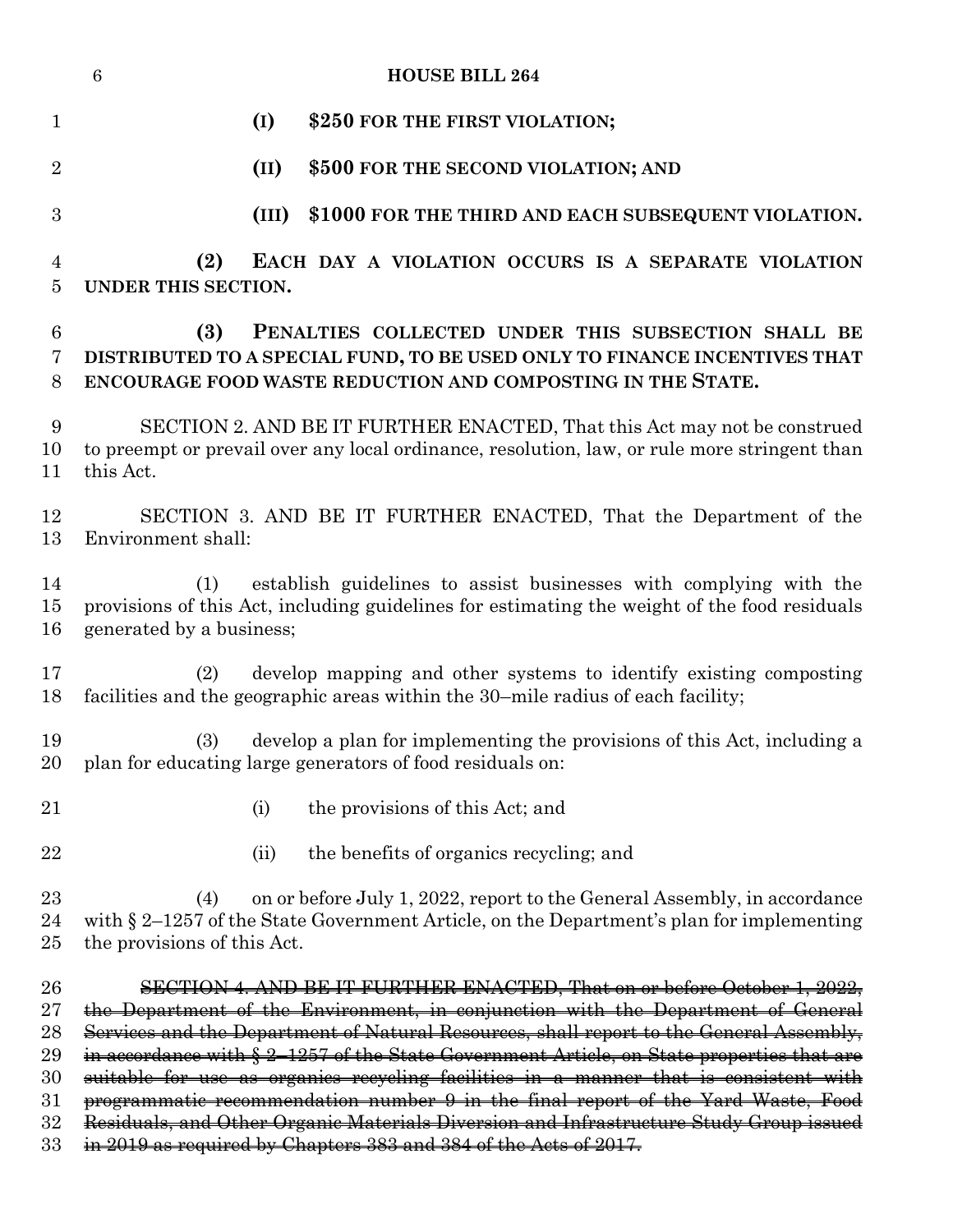**(I) $250 FOR THE FIRST VIOLATION;**

**(II) $500 FOR THE SECOND VIOLATION; AND**

**(III) $1000 FOR THE THIRD AND EACH SUBSEQUENT VIOLATION.**

**(2) EACH DAY A VIOLATION OCCURS IS A SEPARATE VIOLATION UNDER THIS SECTION.**

**(3) PENALTIES COLLECTED UNDER THIS SUBSECTION SHALL BE DISTRIBUTED TO A SPECIAL FUND, TO BE USED ONLY TO FINANCE INCENTIVES THAT ENCOURAGE FOOD WASTE REDUCTION AND COMPOSTING IN THE STATE.**

SECTION 2. AND BE IT FURTHER ENACTED, That this Act may not be construed to preempt or prevail over any local ordinance, resolution, law, or rule more stringent than this Act.

SECTION 3. AND BE IT FURTHER ENACTED, That the Department of the Environment shall:

(1) establish guidelines to assist businesses with complying with the provisions of this Act, including guidelines for estimating the weight of the food residuals generated by a business;

(2) develop mapping and other systems to identify existing composting facilities and the geographic areas within the 30–mile radius of each facility;

(3) develop a plan for implementing the provisions of this Act, including a plan for educating large generators of food residuals on:

(i) the provisions of this Act; and

(ii) the benefits of organics recycling; and

(4) on or before July 1, 2022, report to the General Assembly, in accordance with § 2–1257 of the State Government Article, on the Department's plan for implementing the provisions of this Act.

~~SECTION 4. AND BE IT FURTHER ENACTED, That on or before October 1, 2022, the Department of the Environment, in conjunction with the Department of General Services and the Department of Natural Resources, shall report to the General Assembly, in accordance with § 2–1257 of the State Government Article, on State properties that are suitable for use as organics recycling facilities in a manner that is consistent with programmatic recommendation number 9 in the final report of the Yard Waste, Food Residuals, and Other Organic Materials Diversion and Infrastructure Study Group issued in 2019 as required by Chapters 383 and 384 of the Acts of 2017.~~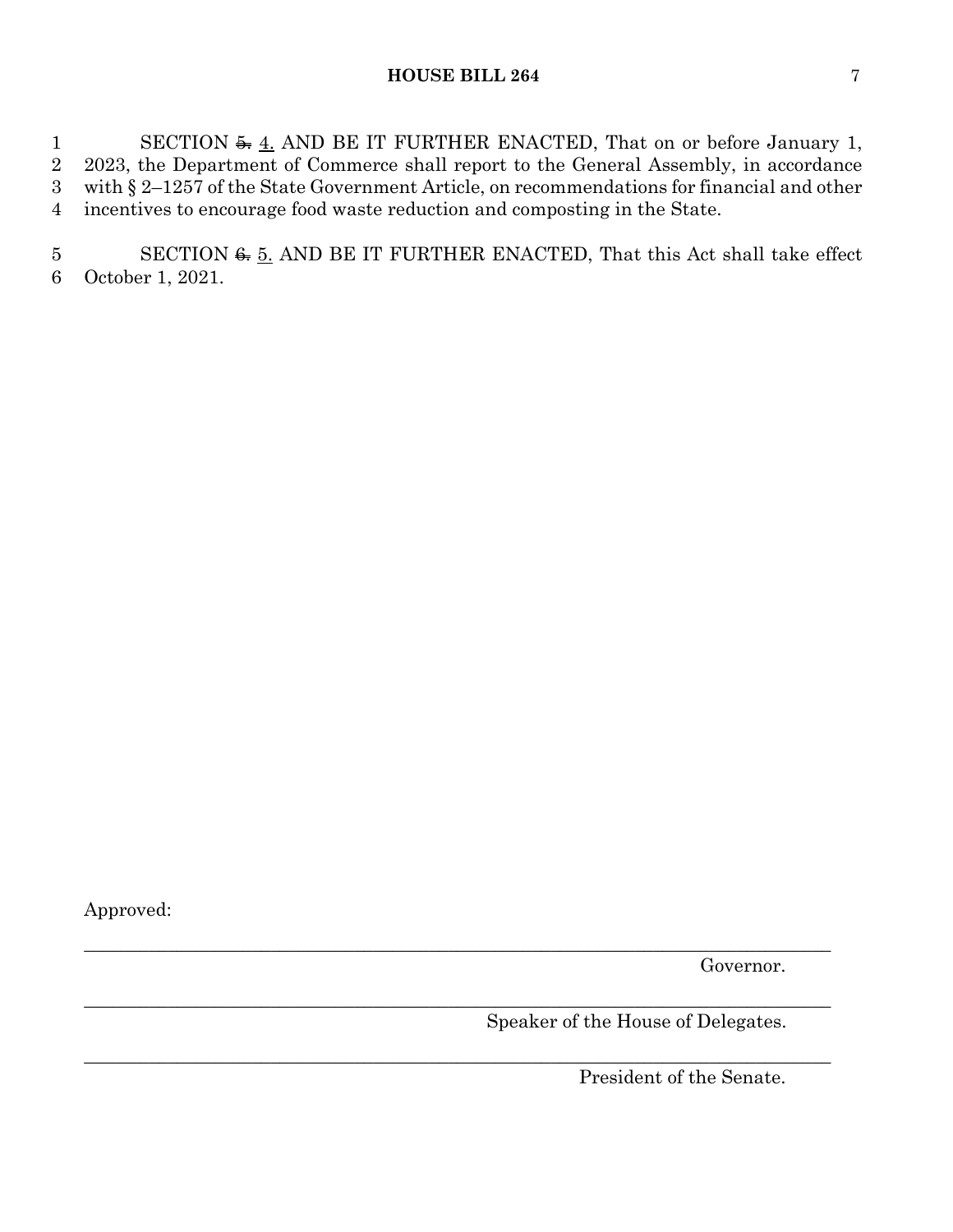SECTION ~~5.~~ 4. AND BE IT FURTHER ENACTED, That on or before January 1, 2023, the Department of Commerce shall report to the General Assembly, in accordance with § 2–1257 of the State Government Article, on recommendations for financial and other incentives to encourage food waste reduction and composting in the State.

SECTION ~~6.~~ 5. AND BE IT FURTHER ENACTED, That this Act shall take effect October 1, 2021.

Approved:

\_\_\_\_\_\_\_\_\_\_\_\_\_\_\_\_\_\_\_\_\_\_\_\_\_\_\_\_\_\_\_\_\_\_\_\_\_\_\_\_\_\_\_\_\_\_\_\_\_\_\_\_\_\_\_\_\_\_\_\_\_\_

Governor.

\_\_\_\_\_\_\_\_\_\_\_\_\_\_\_\_\_\_\_\_\_\_\_\_\_\_\_\_\_\_\_\_\_\_\_\_\_\_\_\_\_\_\_\_\_\_\_\_\_\_\_\_\_\_\_\_\_\_\_\_\_\_

Speaker of the House of Delegates.

\_\_\_\_\_\_\_\_\_\_\_\_\_\_\_\_\_\_\_\_\_\_\_\_\_\_\_\_\_\_\_\_\_\_\_\_\_\_\_\_\_\_\_\_\_\_\_\_\_\_\_\_\_\_\_\_\_\_\_\_\_\_

President of the Senate.